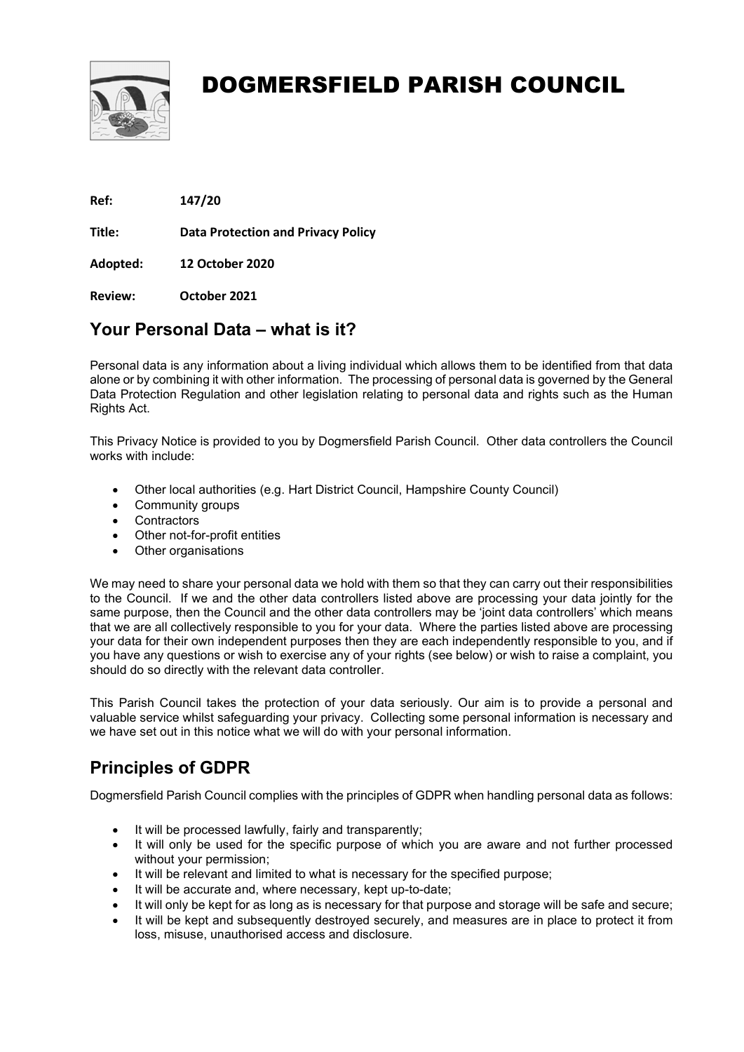# DOGMERSFIELD PARISH COUNCIL

**Ref:** **147/20**

**Title:** **Data Protection and Privacy Policy**

**Adopted:** **12 October 2020**

**Review:** **October 2021**

## Your Personal Data – what is it?

Personal data is any information about a living individual which allows them to be identified from that data alone or by combining it with other information. The processing of personal data is governed by the General Data Protection Regulation and other legislation relating to personal data and rights such as the Human Rights Act.

This Privacy Notice is provided to you by Dogmersfield Parish Council. Other data controllers the Council works with include:

- Other local authorities (e.g. Hart District Council, Hampshire County Council)
- Community groups
- Contractors
- Other not-for-profit entities
- Other organisations

We may need to share your personal data we hold with them so that they can carry out their responsibilities to the Council. If we and the other data controllers listed above are processing your data jointly for the same purpose, then the Council and the other data controllers may be 'joint data controllers' which means that we are all collectively responsible to you for your data. Where the parties listed above are processing your data for their own independent purposes then they are each independently responsible to you, and if you have any questions or wish to exercise any of your rights (see below) or wish to raise a complaint, you should do so directly with the relevant data controller.

This Parish Council takes the protection of your data seriously. Our aim is to provide a personal and valuable service whilst safeguarding your privacy. Collecting some personal information is necessary and we have set out in this notice what we will do with your personal information.

## Principles of GDPR

Dogmersfield Parish Council complies with the principles of GDPR when handling personal data as follows:

- It will be processed lawfully, fairly and transparently;
- It will only be used for the specific purpose of which you are aware and not further processed without your permission;
- It will be relevant and limited to what is necessary for the specified purpose;
- It will be accurate and, where necessary, kept up-to-date;
- It will only be kept for as long as is necessary for that purpose and storage will be safe and secure;
- It will be kept and subsequently destroyed securely, and measures are in place to protect it from loss, misuse, unauthorised access and disclosure.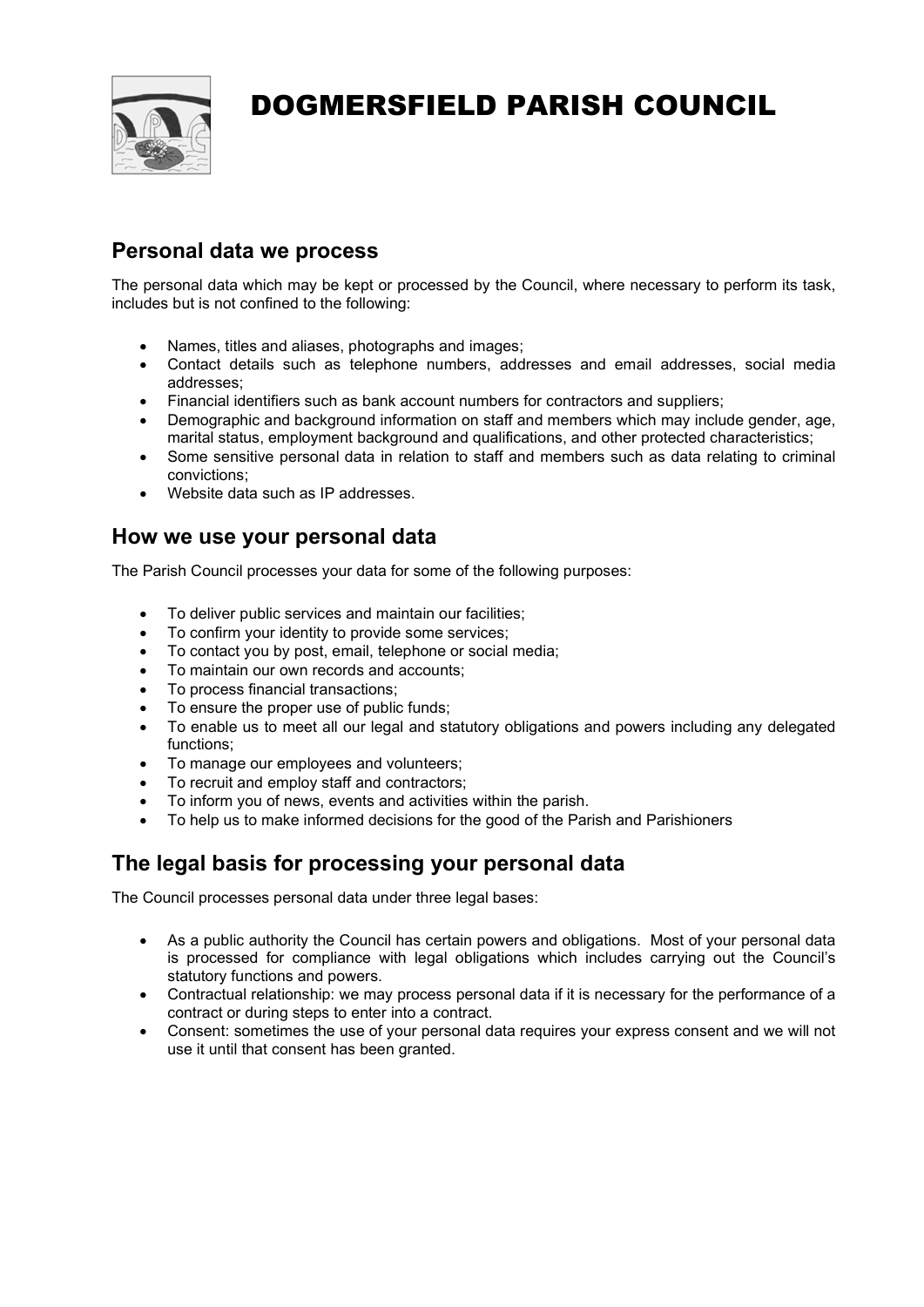# DOGMERSFIELD PARISH COUNCIL

## Personal data we process

The personal data which may be kept or processed by the Council, where necessary to perform its task, includes but is not confined to the following:

- Names, titles and aliases, photographs and images;
- Contact details such as telephone numbers, addresses and email addresses, social media addresses;
- Financial identifiers such as bank account numbers for contractors and suppliers;
- Demographic and background information on staff and members which may include gender, age, marital status, employment background and qualifications, and other protected characteristics;
- Some sensitive personal data in relation to staff and members such as data relating to criminal convictions;
- Website data such as IP addresses.

## How we use your personal data

The Parish Council processes your data for some of the following purposes:

- To deliver public services and maintain our facilities;
- To confirm your identity to provide some services;
- To contact you by post, email, telephone or social media;
- To maintain our own records and accounts;
- To process financial transactions;
- To ensure the proper use of public funds;
- To enable us to meet all our legal and statutory obligations and powers including any delegated functions;
- To manage our employees and volunteers;
- To recruit and employ staff and contractors;
- To inform you of news, events and activities within the parish.
- To help us to make informed decisions for the good of the Parish and Parishioners

## The legal basis for processing your personal data

The Council processes personal data under three legal bases:

- As a public authority the Council has certain powers and obligations. Most of your personal data is processed for compliance with legal obligations which includes carrying out the Council's statutory functions and powers.
- Contractual relationship: we may process personal data if it is necessary for the performance of a contract or during steps to enter into a contract.
- Consent: sometimes the use of your personal data requires your express consent and we will not use it until that consent has been granted.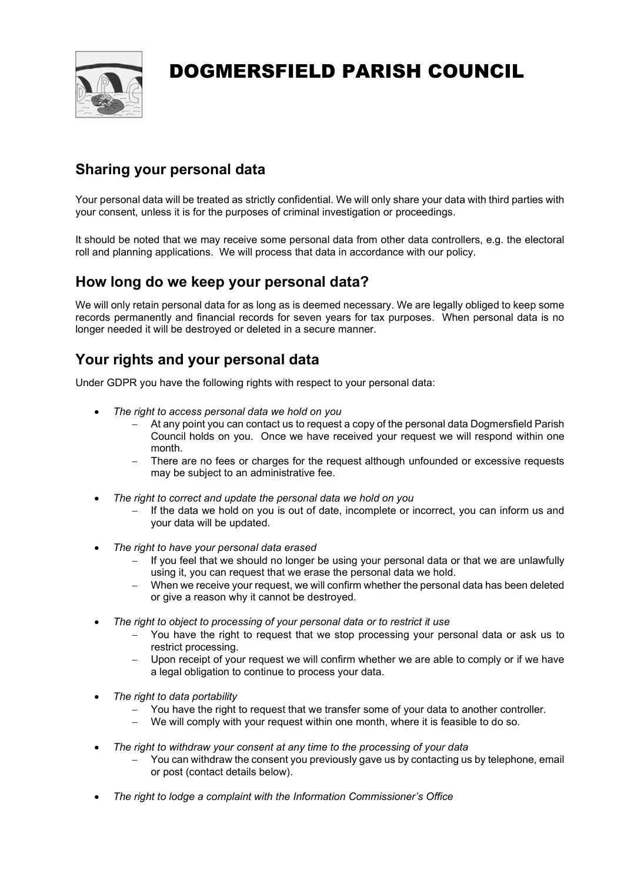# DOGMERSFIELD PARISH COUNCIL

## Sharing your personal data

Your personal data will be treated as strictly confidential. We will only share your data with third parties with your consent, unless it is for the purposes of criminal investigation or proceedings.

It should be noted that we may receive some personal data from other data controllers, e.g. the electoral roll and planning applications. We will process that data in accordance with our policy.

## How long do we keep your personal data?

We will only retain personal data for as long as is deemed necessary. We are legally obliged to keep some records permanently and financial records for seven years for tax purposes. When personal data is no longer needed it will be destroyed or deleted in a secure manner.

## Your rights and your personal data

Under GDPR you have the following rights with respect to your personal data:

- *The right to access personal data we hold on you*
  - At any point you can contact us to request a copy of the personal data Dogmersfield Parish Council holds on you. Once we have received your request we will respond within one month.
  - There are no fees or charges for the request although unfounded or excessive requests may be subject to an administrative fee.
- *The right to correct and update the personal data we hold on you*
  - If the data we hold on you is out of date, incomplete or incorrect, you can inform us and your data will be updated.
- *The right to have your personal data erased*
  - If you feel that we should no longer be using your personal data or that we are unlawfully using it, you can request that we erase the personal data we hold.
  - When we receive your request, we will confirm whether the personal data has been deleted or give a reason why it cannot be destroyed.
- *The right to object to processing of your personal data or to restrict it use*
  - You have the right to request that we stop processing your personal data or ask us to restrict processing.
  - Upon receipt of your request we will confirm whether we are able to comply or if we have a legal obligation to continue to process your data.
- *The right to data portability*
  - You have the right to request that we transfer some of your data to another controller.
  - We will comply with your request within one month, where it is feasible to do so.
- *The right to withdraw your consent at any time to the processing of your data*
  - You can withdraw the consent you previously gave us by contacting us by telephone, email or post (contact details below).
- *The right to lodge a complaint with the Information Commissioner's Office*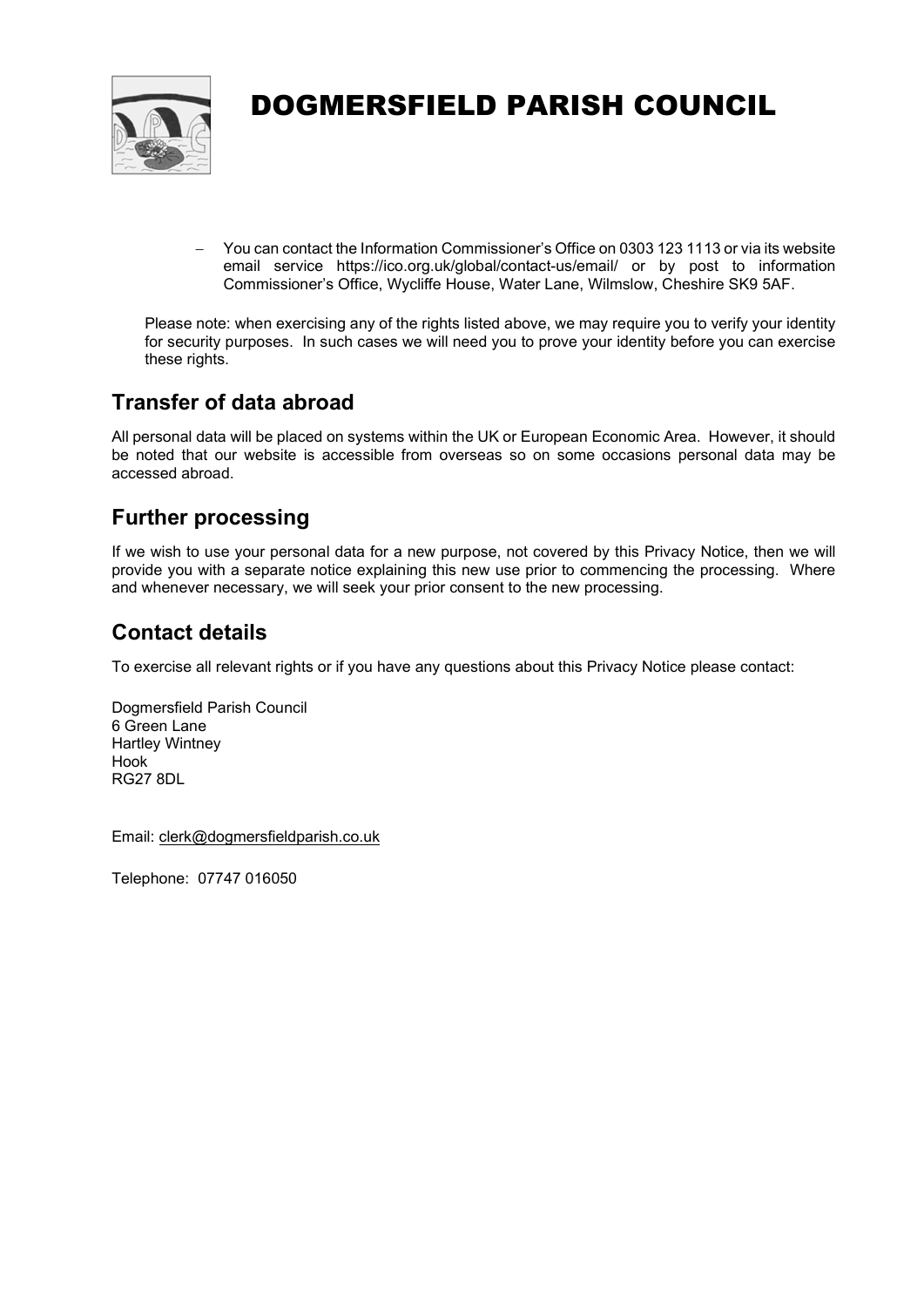# DOGMERSFIELD PARISH COUNCIL

- You can contact the Information Commissioner's Office on 0303 123 1113 or via its website email service https://ico.org.uk/global/contact-us/email/ or by post to information Commissioner's Office, Wycliffe House, Water Lane, Wilmslow, Cheshire SK9 5AF.

Please note: when exercising any of the rights listed above, we may require you to verify your identity for security purposes. In such cases we will need you to prove your identity before you can exercise these rights.

## Transfer of data abroad

All personal data will be placed on systems within the UK or European Economic Area. However, it should be noted that our website is accessible from overseas so on some occasions personal data may be accessed abroad.

## Further processing

If we wish to use your personal data for a new purpose, not covered by this Privacy Notice, then we will provide you with a separate notice explaining this new use prior to commencing the processing. Where and whenever necessary, we will seek your prior consent to the new processing.

## Contact details

To exercise all relevant rights or if you have any questions about this Privacy Notice please contact:

Dogmersfield Parish Council  
6 Green Lane  
Hartley Wintney  
Hook  
RG27 8DL

Email: clerk@dogmersfieldparish.co.uk

Telephone: 07747 016050